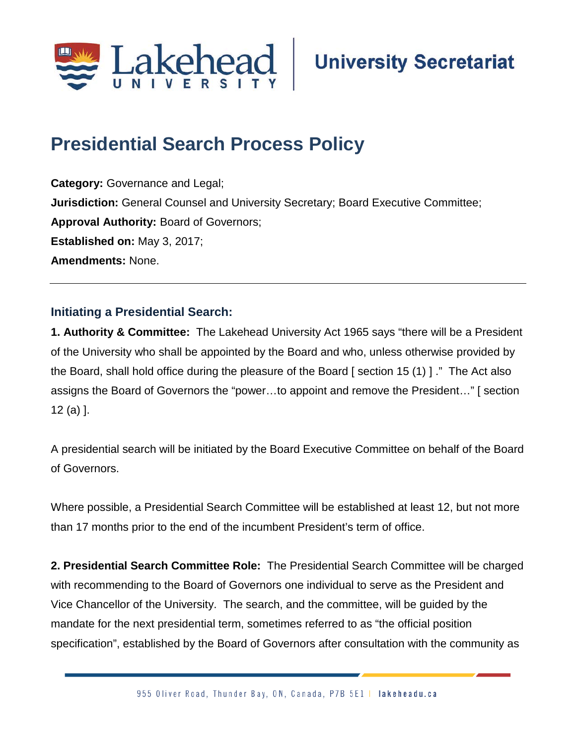# Presidential Search Process Policy

**Category:** Governance and Legal;
**Jurisdiction:** General Counsel and University Secretary; Board Executive Committee;
**Approval Authority:** Board of Governors;
**Established on:** May 3, 2017;
**Amendments:** None.

---

## Initiating a Presidential Search:

**1. Authority & Committee:** The Lakehead University Act 1965 says "there will be a President of the University who shall be appointed by the Board and who, unless otherwise provided by the Board, shall hold office during the pleasure of the Board [ section 15 (1) ] ." The Act also assigns the Board of Governors the "power…to appoint and remove the President…" [ section 12 (a) ].

A presidential search will be initiated by the Board Executive Committee on behalf of the Board of Governors.

Where possible, a Presidential Search Committee will be established at least 12, but not more than 17 months prior to the end of the incumbent President's term of office.

**2. Presidential Search Committee Role:** The Presidential Search Committee will be charged with recommending to the Board of Governors one individual to serve as the President and Vice Chancellor of the University. The search, and the committee, will be guided by the mandate for the next presidential term, sometimes referred to as "the official position specification", established by the Board of Governors after consultation with the community as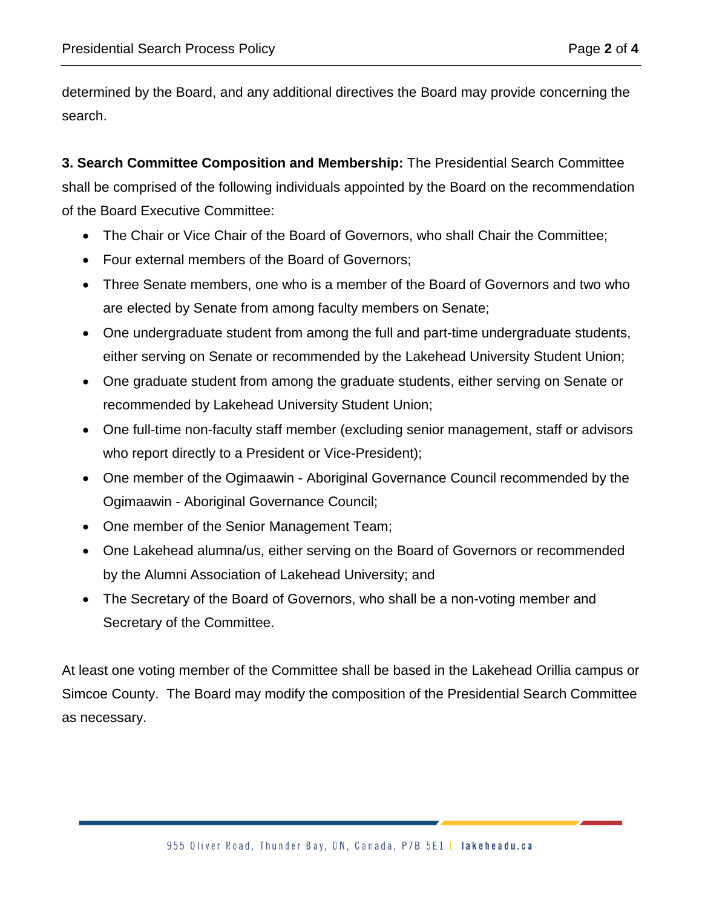determined by the Board, and any additional directives the Board may provide concerning the search.

**3. Search Committee Composition and Membership:** The Presidential Search Committee shall be comprised of the following individuals appointed by the Board on the recommendation of the Board Executive Committee:

- The Chair or Vice Chair of the Board of Governors, who shall Chair the Committee;
- Four external members of the Board of Governors;
- Three Senate members, one who is a member of the Board of Governors and two who are elected by Senate from among faculty members on Senate;
- One undergraduate student from among the full and part-time undergraduate students, either serving on Senate or recommended by the Lakehead University Student Union;
- One graduate student from among the graduate students, either serving on Senate or recommended by Lakehead University Student Union;
- One full-time non-faculty staff member (excluding senior management, staff or advisors who report directly to a President or Vice-President);
- One member of the Ogimaawin - Aboriginal Governance Council recommended by the Ogimaawin - Aboriginal Governance Council;
- One member of the Senior Management Team;
- One Lakehead alumna/us, either serving on the Board of Governors or recommended by the Alumni Association of Lakehead University; and
- The Secretary of the Board of Governors, who shall be a non-voting member and Secretary of the Committee.

At least one voting member of the Committee shall be based in the Lakehead Orillia campus or Simcoe County. The Board may modify the composition of the Presidential Search Committee as necessary.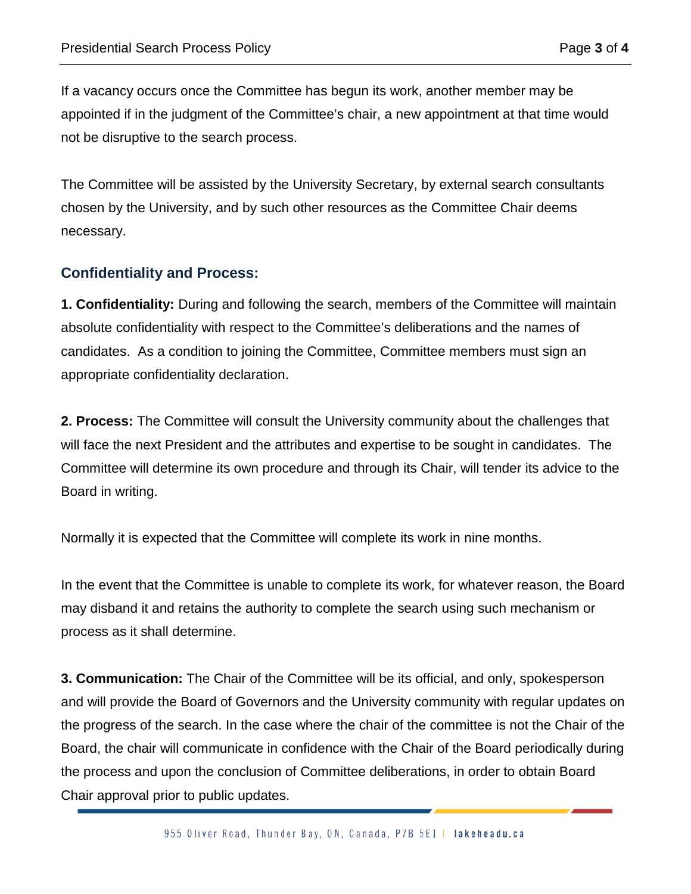If a vacancy occurs once the Committee has begun its work, another member may be appointed if in the judgment of the Committee's chair, a new appointment at that time would not be disruptive to the search process.

The Committee will be assisted by the University Secretary, by external search consultants chosen by the University, and by such other resources as the Committee Chair deems necessary.

## Confidentiality and Process:

**1. Confidentiality:** During and following the search, members of the Committee will maintain absolute confidentiality with respect to the Committee's deliberations and the names of candidates. As a condition to joining the Committee, Committee members must sign an appropriate confidentiality declaration.

**2. Process:** The Committee will consult the University community about the challenges that will face the next President and the attributes and expertise to be sought in candidates. The Committee will determine its own procedure and through its Chair, will tender its advice to the Board in writing.

Normally it is expected that the Committee will complete its work in nine months.

In the event that the Committee is unable to complete its work, for whatever reason, the Board may disband it and retains the authority to complete the search using such mechanism or process as it shall determine.

**3. Communication:** The Chair of the Committee will be its official, and only, spokesperson and will provide the Board of Governors and the University community with regular updates on the progress of the search. In the case where the chair of the committee is not the Chair of the Board, the chair will communicate in confidence with the Chair of the Board periodically during the process and upon the conclusion of Committee deliberations, in order to obtain Board Chair approval prior to public updates.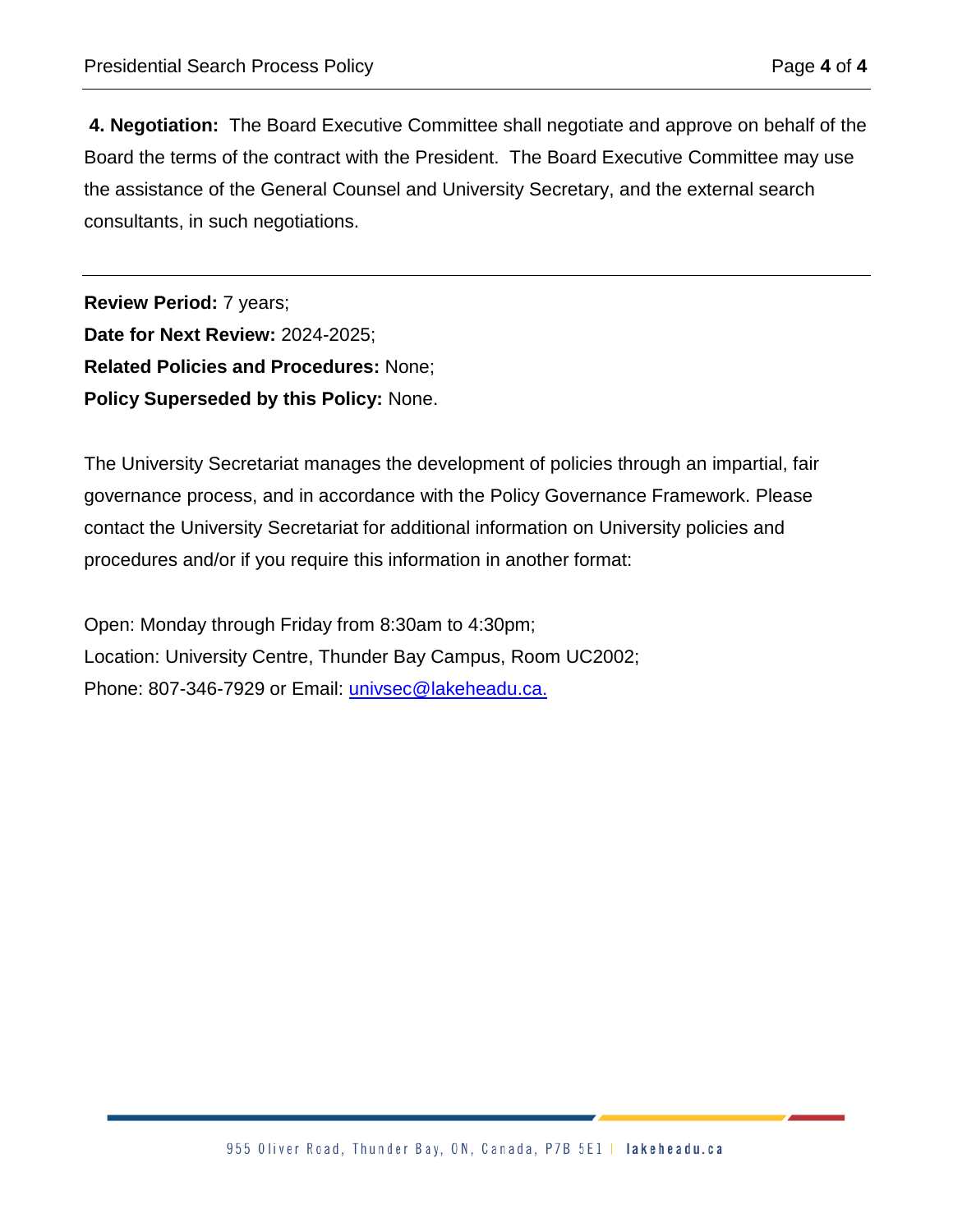**4. Negotiation:** The Board Executive Committee shall negotiate and approve on behalf of the Board the terms of the contract with the President. The Board Executive Committee may use the assistance of the General Counsel and University Secretary, and the external search consultants, in such negotiations.

---

**Review Period:** 7 years;
**Date for Next Review:** 2024-2025;
**Related Policies and Procedures:** None;
**Policy Superseded by this Policy:** None.

The University Secretariat manages the development of policies through an impartial, fair governance process, and in accordance with the Policy Governance Framework. Please contact the University Secretariat for additional information on University policies and procedures and/or if you require this information in another format:

Open: Monday through Friday from 8:30am to 4:30pm;
Location: University Centre, Thunder Bay Campus, Room UC2002;
Phone: 807-346-7929 or Email: univsec@lakeheadu.ca.